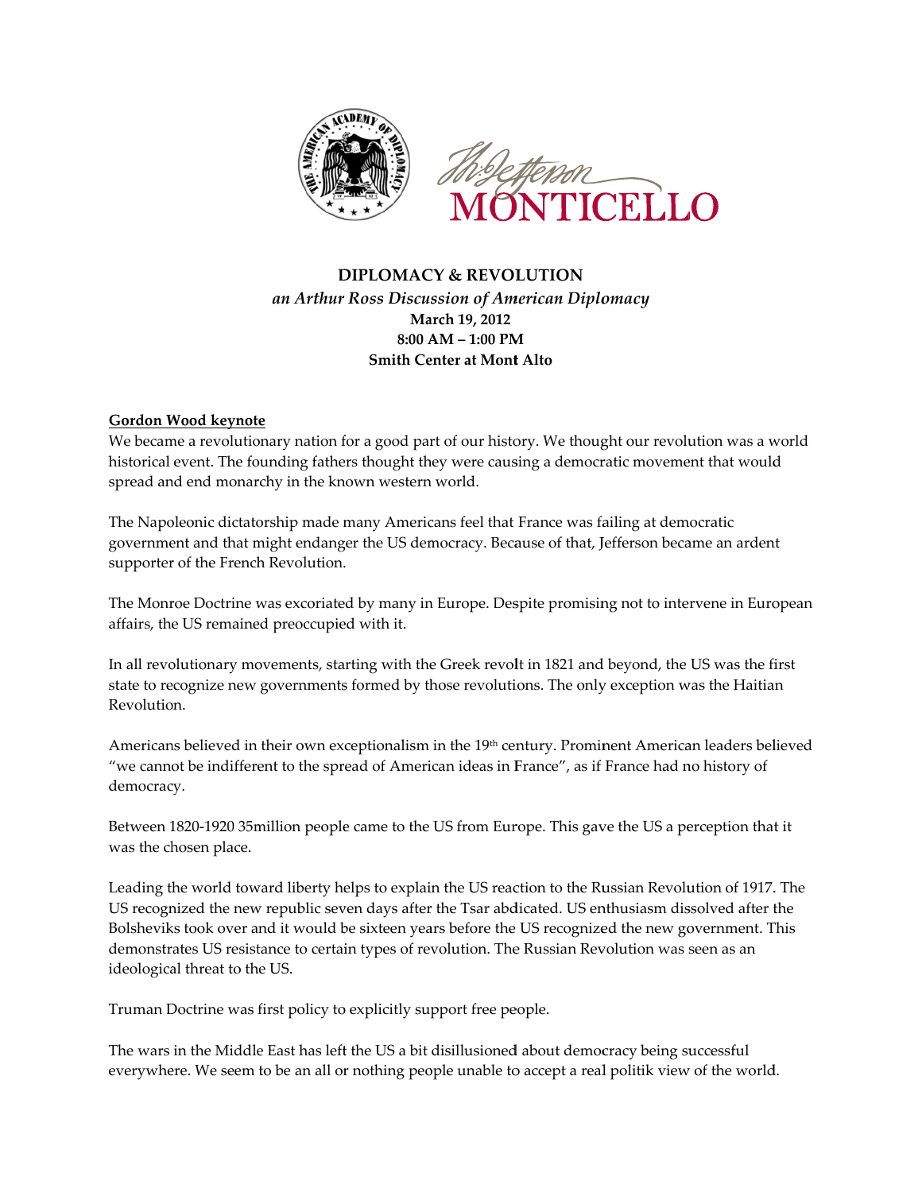# DIPLOMACY & REVOLUTION

*an Arthur Ross Discussion of American Diplomacy*

**March 19, 2012**
**8:00 AM – 1:00 PM**
**Smith Center at Mont Alto**

## Gordon Wood keynote

We became a revolutionary nation for a good part of our history. We thought our revolution was a world historical event. The founding fathers thought they were causing a democratic movement that would spread and end monarchy in the known western world.

The Napoleonic dictatorship made many Americans feel that France was failing at democratic government and that might endanger the US democracy. Because of that, Jefferson became an ardent supporter of the French Revolution.

The Monroe Doctrine was excoriated by many in Europe. Despite promising not to intervene in European affairs, the US remained preoccupied with it.

In all revolutionary movements, starting with the Greek revolt in 1821 and beyond, the US was the first state to recognize new governments formed by those revolutions. The only exception was the Haitian Revolution.

Americans believed in their own exceptionalism in the 19th century. Prominent American leaders believed "we cannot be indifferent to the spread of American ideas in France", as if France had no history of democracy.

Between 1820-1920 35million people came to the US from Europe. This gave the US a perception that it was the chosen place.

Leading the world toward liberty helps to explain the US reaction to the Russian Revolution of 1917. The US recognized the new republic seven days after the Tsar abdicated. US enthusiasm dissolved after the Bolsheviks took over and it would be sixteen years before the US recognized the new government. This demonstrates US resistance to certain types of revolution. The Russian Revolution was seen as an ideological threat to the US.

Truman Doctrine was first policy to explicitly support free people.

The wars in the Middle East has left the US a bit disillusioned about democracy being successful everywhere. We seem to be an all or nothing people unable to accept a real politik view of the world.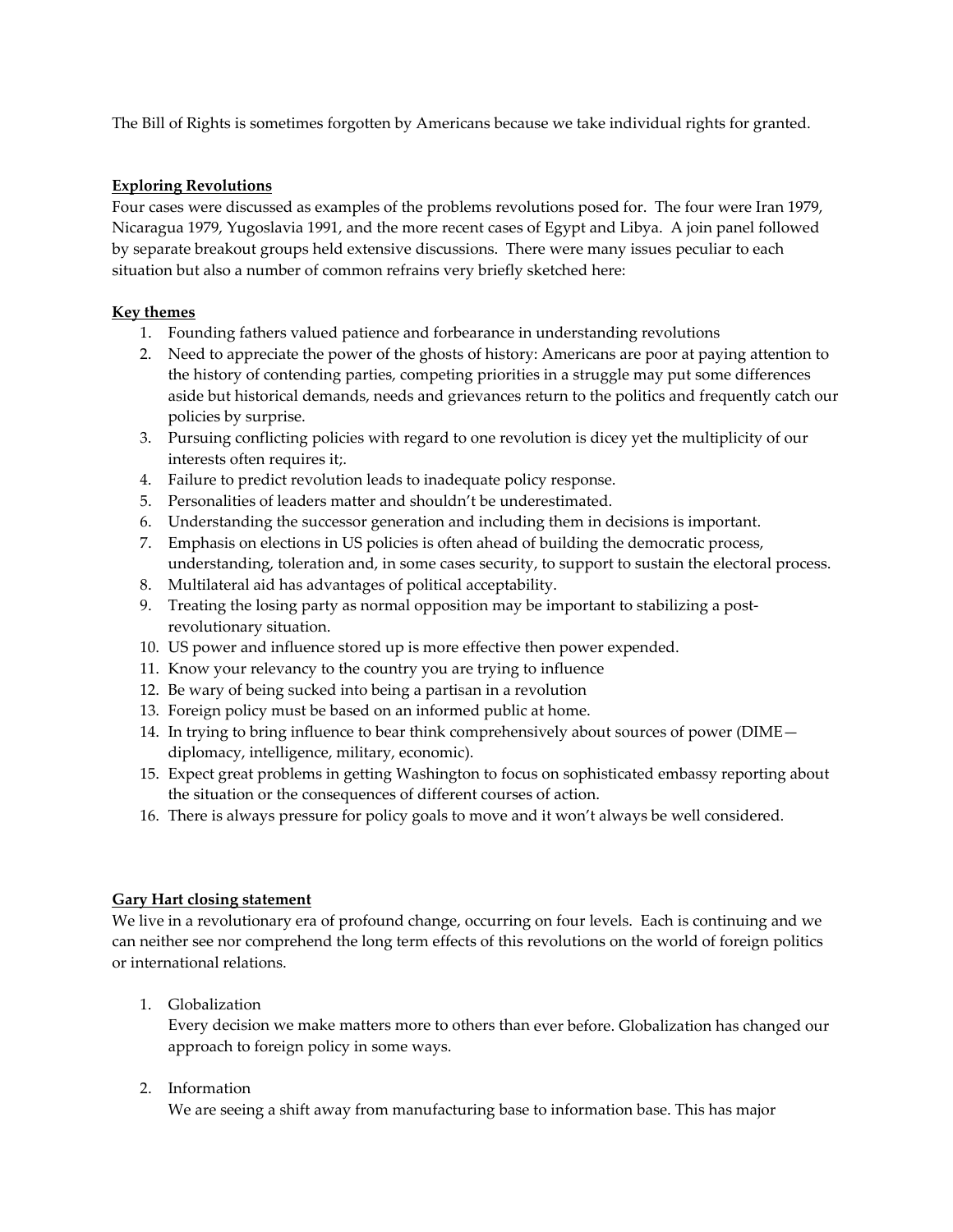The Bill of Rights is sometimes forgotten by Americans because we take individual rights for granted.

**Exploring Revolutions**

Four cases were discussed as examples of the problems revolutions posed for. The four were Iran 1979, Nicaragua 1979, Yugoslavia 1991, and the more recent cases of Egypt and Libya. A join panel followed by separate breakout groups held extensive discussions. There were many issues peculiar to each situation but also a number of common refrains very briefly sketched here:

**Key themes**

1. Founding fathers valued patience and forbearance in understanding revolutions
2. Need to appreciate the power of the ghosts of history: Americans are poor at paying attention to the history of contending parties, competing priorities in a struggle may put some differences aside but historical demands, needs and grievances return to the politics and frequently catch our policies by surprise.
3. Pursuing conflicting policies with regard to one revolution is dicey yet the multiplicity of our interests often requires it;.
4. Failure to predict revolution leads to inadequate policy response.
5. Personalities of leaders matter and shouldn't be underestimated.
6. Understanding the successor generation and including them in decisions is important.
7. Emphasis on elections in US policies is often ahead of building the democratic process, understanding, toleration and, in some cases security, to support to sustain the electoral process.
8. Multilateral aid has advantages of political acceptability.
9. Treating the losing party as normal opposition may be important to stabilizing a post-revolutionary situation.
10. US power and influence stored up is more effective then power expended.
11. Know your relevancy to the country you are trying to influence
12. Be wary of being sucked into being a partisan in a revolution
13. Foreign policy must be based on an informed public at home.
14. In trying to bring influence to bear think comprehensively about sources of power (DIME—diplomacy, intelligence, military, economic).
15. Expect great problems in getting Washington to focus on sophisticated embassy reporting about the situation or the consequences of different courses of action.
16. There is always pressure for policy goals to move and it won't always be well considered.

**Gary Hart closing statement**

We live in a revolutionary era of profound change, occurring on four levels. Each is continuing and we can neither see nor comprehend the long term effects of this revolutions on the world of foreign politics or international relations.

1. Globalization

   Every decision we make matters more to others than ever before. Globalization has changed our approach to foreign policy in some ways.

2. Information

   We are seeing a shift away from manufacturing base to information base. This has major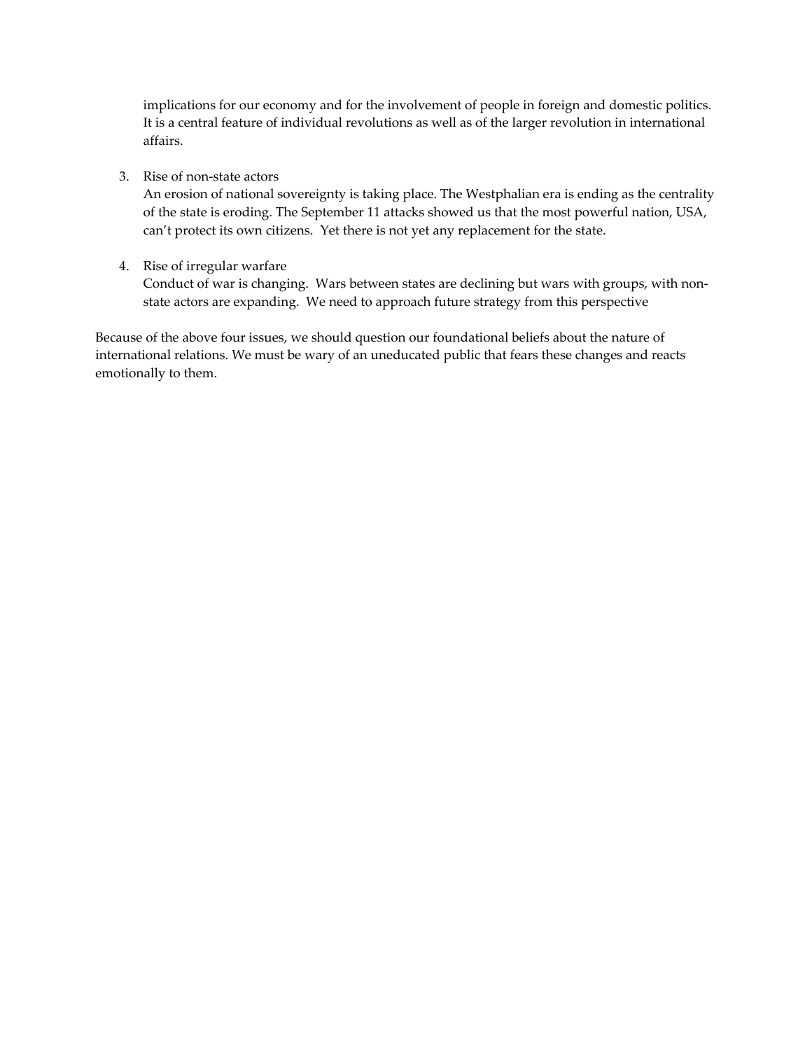implications for our economy and for the involvement of people in foreign and domestic politics. It is a central feature of individual revolutions as well as of the larger revolution in international affairs.

3. Rise of non-state actors
   An erosion of national sovereignty is taking place. The Westphalian era is ending as the centrality of the state is eroding. The September 11 attacks showed us that the most powerful nation, USA, can't protect its own citizens. Yet there is not yet any replacement for the state.

4. Rise of irregular warfare
   Conduct of war is changing. Wars between states are declining but wars with groups, with non-state actors are expanding. We need to approach future strategy from this perspective

Because of the above four issues, we should question our foundational beliefs about the nature of international relations. We must be wary of an uneducated public that fears these changes and reacts emotionally to them.